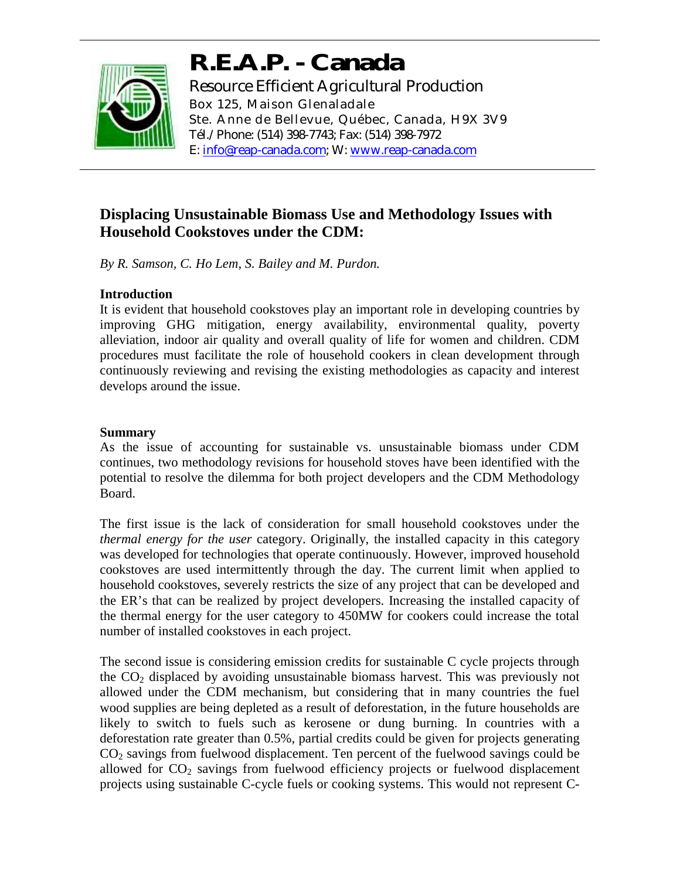# R.E.A.P. - Canada

Resource Efficient Agricultural Production
Box 125, Maison Glenaladale
Ste. Anne de Bellevue, Québec, Canada, H9X 3V9
Tél./Phone: (514) 398-7743; Fax: (514) 398-7972
E: info@reap-canada.com; W: www.reap-canada.com

## Displacing Unsustainable Biomass Use and Methodology Issues with Household Cookstoves under the CDM:

*By R. Samson, C. Ho Lem, S. Bailey and M. Purdon.*

### Introduction

It is evident that household cookstoves play an important role in developing countries by improving GHG mitigation, energy availability, environmental quality, poverty alleviation, indoor air quality and overall quality of life for women and children. CDM procedures must facilitate the role of household cookers in clean development through continuously reviewing and revising the existing methodologies as capacity and interest develops around the issue.

### Summary

As the issue of accounting for sustainable vs. unsustainable biomass under CDM continues, two methodology revisions for household stoves have been identified with the potential to resolve the dilemma for both project developers and the CDM Methodology Board.

The first issue is the lack of consideration for small household cookstoves under the *thermal energy for the user* category. Originally, the installed capacity in this category was developed for technologies that operate continuously. However, improved household cookstoves are used intermittently through the day. The current limit when applied to household cookstoves, severely restricts the size of any project that can be developed and the ER's that can be realized by project developers. Increasing the installed capacity of the thermal energy for the user category to 450MW for cookers could increase the total number of installed cookstoves in each project.

The second issue is considering emission credits for sustainable C cycle projects through the $CO_2$ displaced by avoiding unsustainable biomass harvest. This was previously not allowed under the CDM mechanism, but considering that in many countries the fuel wood supplies are being depleted as a result of deforestation, in the future households are likely to switch to fuels such as kerosene or dung burning. In countries with a deforestation rate greater than 0.5%, partial credits could be given for projects generating $CO_2$ savings from fuelwood displacement. Ten percent of the fuelwood savings could be allowed for $CO_2$ savings from fuelwood efficiency projects or fuelwood displacement projects using sustainable C-cycle fuels or cooking systems. This would not represent C-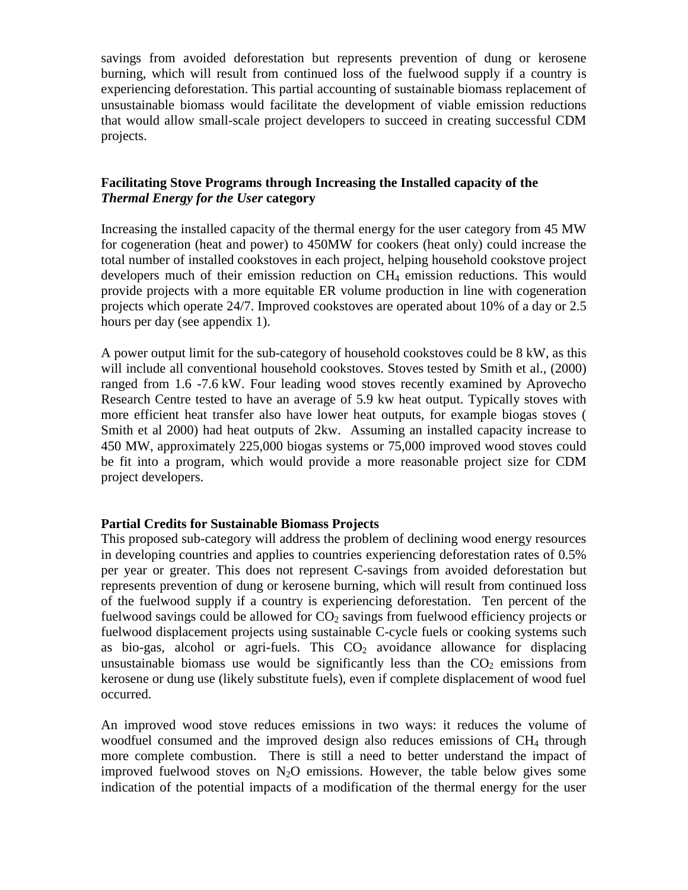savings from avoided deforestation but represents prevention of dung or kerosene burning, which will result from continued loss of the fuelwood supply if a country is experiencing deforestation. This partial accounting of sustainable biomass replacement of unsustainable biomass would facilitate the development of viable emission reductions that would allow small-scale project developers to succeed in creating successful CDM projects.

## Facilitating Stove Programs through Increasing the Installed capacity of the *Thermal Energy for the User* category

Increasing the installed capacity of the thermal energy for the user category from 45 MW for cogeneration (heat and power) to 450MW for cookers (heat only) could increase the total number of installed cookstoves in each project, helping household cookstove project developers much of their emission reduction on $CH_4$ emission reductions. This would provide projects with a more equitable ER volume production in line with cogeneration projects which operate 24/7. Improved cookstoves are operated about 10% of a day or 2.5 hours per day (see appendix 1).

A power output limit for the sub-category of household cookstoves could be 8 kW, as this will include all conventional household cookstoves. Stoves tested by Smith et al., (2000) ranged from 1.6 -7.6 kW. Four leading wood stoves recently examined by Aprovecho Research Centre tested to have an average of 5.9 kw heat output. Typically stoves with more efficient heat transfer also have lower heat outputs, for example biogas stoves ( Smith et al 2000) had heat outputs of 2kw. Assuming an installed capacity increase to 450 MW, approximately 225,000 biogas systems or 75,000 improved wood stoves could be fit into a program, which would provide a more reasonable project size for CDM project developers.

## Partial Credits for Sustainable Biomass Projects

This proposed sub-category will address the problem of declining wood energy resources in developing countries and applies to countries experiencing deforestation rates of 0.5% per year or greater. This does not represent C-savings from avoided deforestation but represents prevention of dung or kerosene burning, which will result from continued loss of the fuelwood supply if a country is experiencing deforestation. Ten percent of the fuelwood savings could be allowed for $CO_2$ savings from fuelwood efficiency projects or fuelwood displacement projects using sustainable C-cycle fuels or cooking systems such as bio-gas, alcohol or agri-fuels. This $CO_2$ avoidance allowance for displacing unsustainable biomass use would be significantly less than the $CO_2$ emissions from kerosene or dung use (likely substitute fuels), even if complete displacement of wood fuel occurred.

An improved wood stove reduces emissions in two ways: it reduces the volume of woodfuel consumed and the improved design also reduces emissions of $CH_4$ through more complete combustion. There is still a need to better understand the impact of improved fuelwood stoves on $N_2O$ emissions. However, the table below gives some indication of the potential impacts of a modification of the thermal energy for the user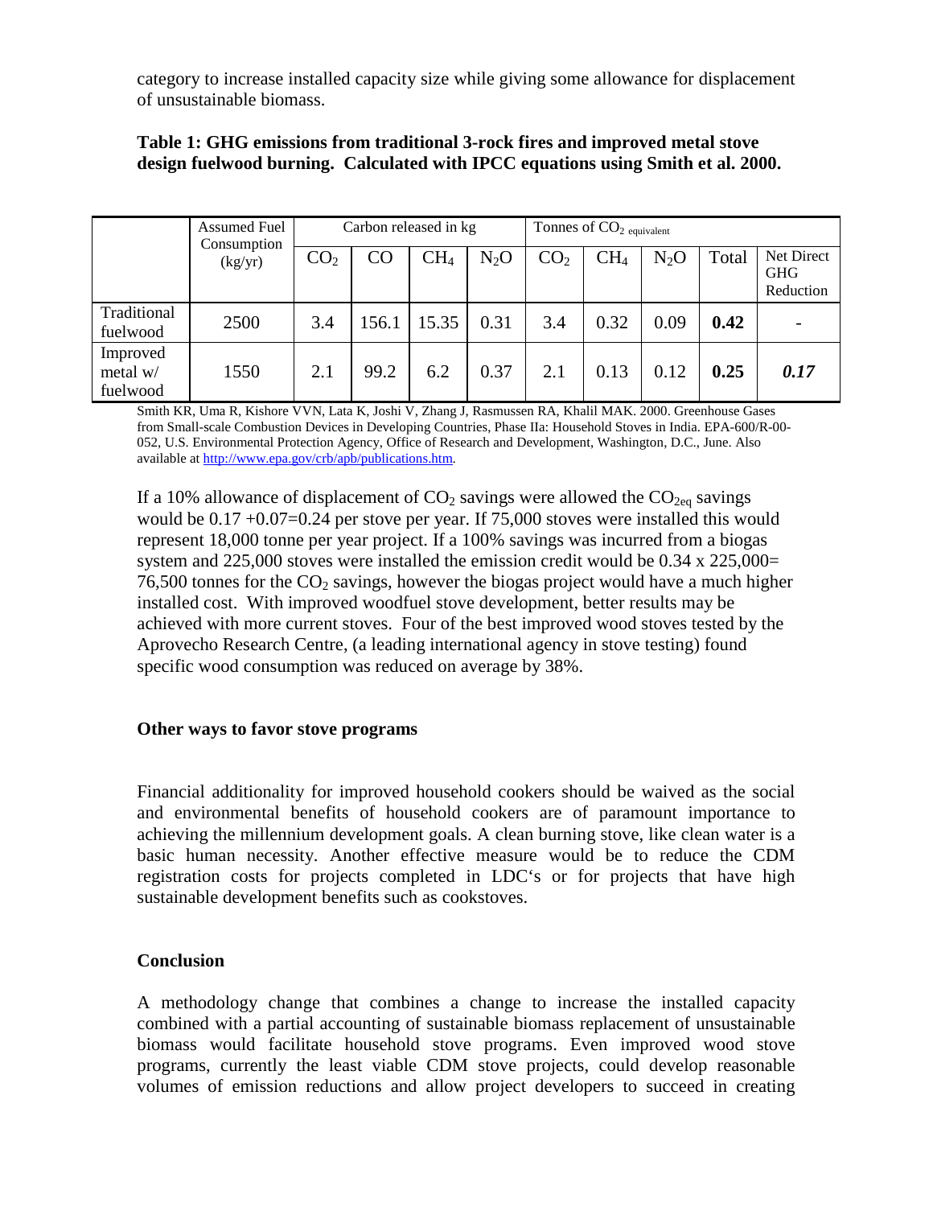category to increase installed capacity size while giving some allowance for displacement of unsustainable biomass.

**Table 1: GHG emissions from traditional 3-rock fires and improved metal stove design fuelwood burning. Calculated with IPCC equations using Smith et al. 2000.**

| | Assumed Fuel Consumption (kg/yr) | Carbon released in kg | | | | Tonnes of $CO_2$ equivalent | | | | |
|---|---|---|---|---|---|---|---|---|---|---|
| | | $CO_2$ | CO | $CH_4$ | $N_2O$ | $CO_2$ | $CH_4$ | $N_2O$ | Total | Net Direct GHG Reduction |
| Traditional fuelwood | 2500 | 3.4 | 156.1 | 15.35 | 0.31 | 3.4 | 0.32 | 0.09 | **0.42** | - |
| Improved metal w/ fuelwood | 1550 | 2.1 | 99.2 | 6.2 | 0.37 | 2.1 | 0.13 | 0.12 | **0.25** | ***0.17*** |

Smith KR, Uma R, Kishore VVN, Lata K, Joshi V, Zhang J, Rasmussen RA, Khalil MAK. 2000. Greenhouse Gases from Small-scale Combustion Devices in Developing Countries, Phase IIa: Household Stoves in India. EPA-600/R-00-052, U.S. Environmental Protection Agency, Office of Research and Development, Washington, D.C., June. Also available at http://www.epa.gov/crb/apb/publications.htm.

If a 10% allowance of displacement of $CO_2$ savings were allowed the $CO_{2eq}$ savings would be 0.17 +0.07=0.24 per stove per year. If 75,000 stoves were installed this would represent 18,000 tonne per year project. If a 100% savings was incurred from a biogas system and 225,000 stoves were installed the emission credit would be 0.34 x 225,000= 76,500 tonnes for the $CO_2$ savings, however the biogas project would have a much higher installed cost. With improved woodfuel stove development, better results may be achieved with more current stoves. Four of the best improved wood stoves tested by the Aprovecho Research Centre, (a leading international agency in stove testing) found specific wood consumption was reduced on average by 38%.

### Other ways to favor stove programs

Financial additionality for improved household cookers should be waived as the social and environmental benefits of household cookers are of paramount importance to achieving the millennium development goals. A clean burning stove, like clean water is a basic human necessity. Another effective measure would be to reduce the CDM registration costs for projects completed in LDC's or for projects that have high sustainable development benefits such as cookstoves.

### Conclusion

A methodology change that combines a change to increase the installed capacity combined with a partial accounting of sustainable biomass replacement of unsustainable biomass would facilitate household stove programs. Even improved wood stove programs, currently the least viable CDM stove projects, could develop reasonable volumes of emission reductions and allow project developers to succeed in creating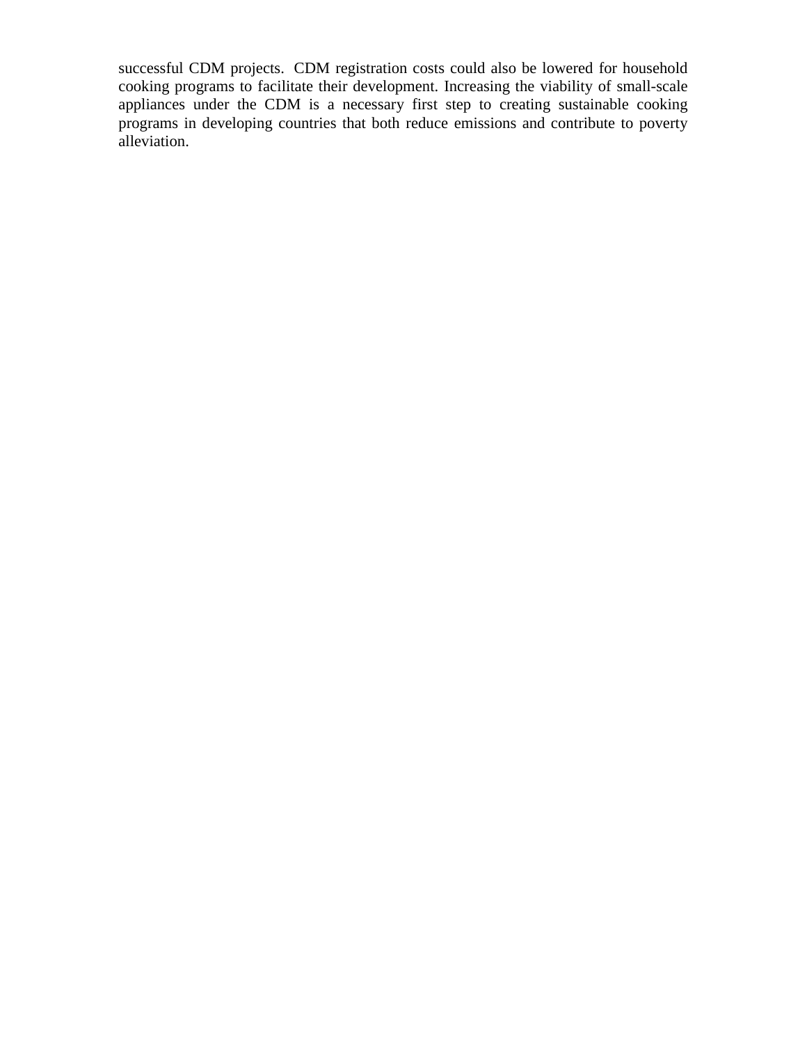successful CDM projects. CDM registration costs could also be lowered for household cooking programs to facilitate their development. Increasing the viability of small-scale appliances under the CDM is a necessary first step to creating sustainable cooking programs in developing countries that both reduce emissions and contribute to poverty alleviation.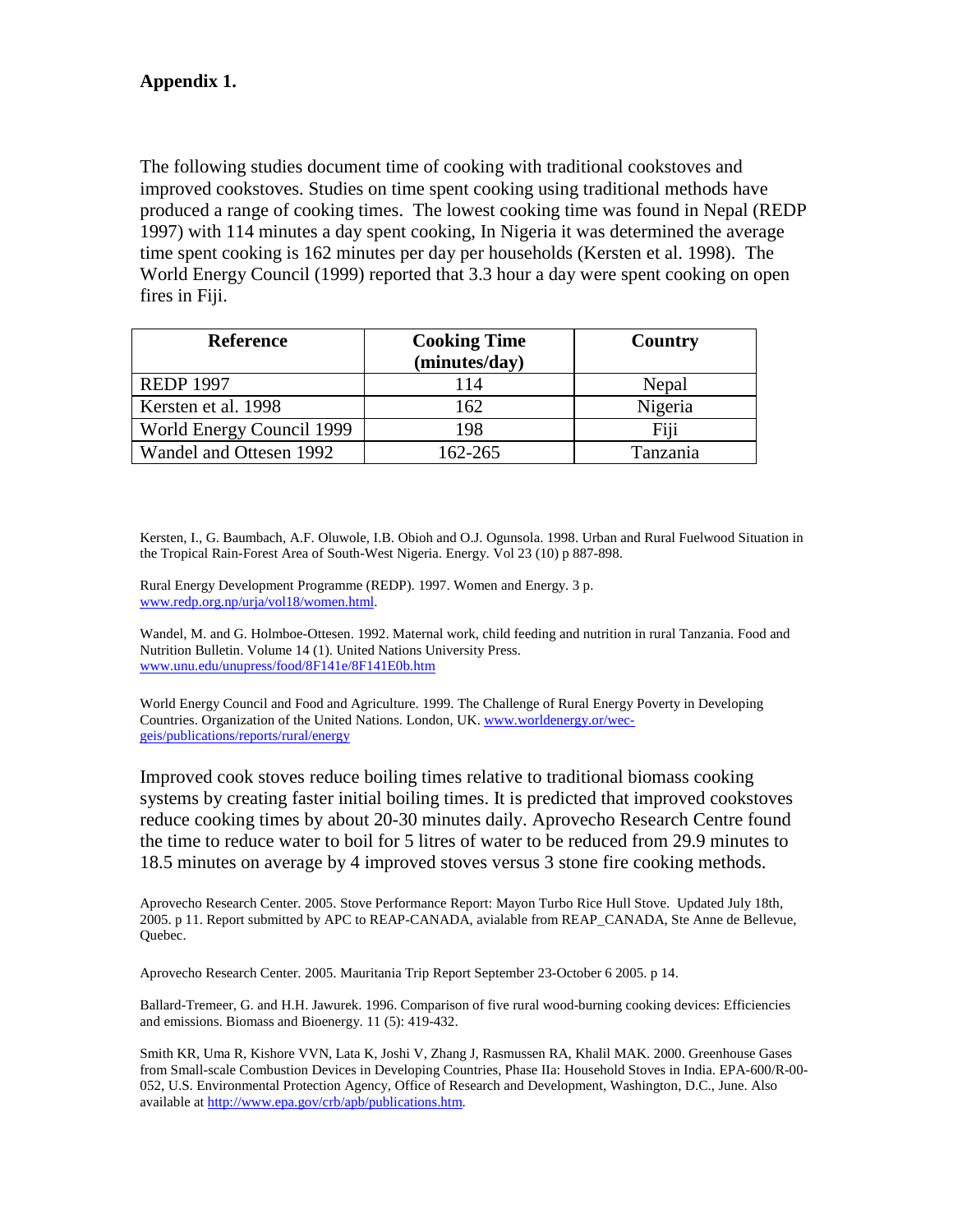**Appendix 1.**

The following studies document time of cooking with traditional cookstoves and improved cookstoves. Studies on time spent cooking using traditional methods have produced a range of cooking times. The lowest cooking time was found in Nepal (REDP 1997) with 114 minutes a day spent cooking, In Nigeria it was determined the average time spent cooking is 162 minutes per day per households (Kersten et al. 1998). The World Energy Council (1999) reported that 3.3 hour a day were spent cooking on open fires in Fiji.

| Reference | Cooking Time (minutes/day) | Country |
|---|---|---|
| REDP 1997 | 114 | Nepal |
| Kersten et al. 1998 | 162 | Nigeria |
| World Energy Council 1999 | 198 | Fiji |
| Wandel and Ottesen 1992 | 162-265 | Tanzania |

Kersten, I., G. Baumbach, A.F. Oluwole, I.B. Obioh and O.J. Ogunsola. 1998. Urban and Rural Fuelwood Situation in the Tropical Rain-Forest Area of South-West Nigeria. Energy. Vol 23 (10) p 887-898.

Rural Energy Development Programme (REDP). 1997. Women and Energy. 3 p. www.redp.org.np/urja/vol18/women.html.

Wandel, M. and G. Holmboe-Ottesen. 1992. Maternal work, child feeding and nutrition in rural Tanzania. Food and Nutrition Bulletin. Volume 14 (1). United Nations University Press. www.unu.edu/unupress/food/8F141e/8F141E0b.htm

World Energy Council and Food and Agriculture. 1999. The Challenge of Rural Energy Poverty in Developing Countries. Organization of the United Nations. London, UK. www.worldenergy.or/wec-geis/publications/reports/rural/energy

Improved cook stoves reduce boiling times relative to traditional biomass cooking systems by creating faster initial boiling times. It is predicted that improved cookstoves reduce cooking times by about 20-30 minutes daily. Aprovecho Research Centre found the time to reduce water to boil for 5 litres of water to be reduced from 29.9 minutes to 18.5 minutes on average by 4 improved stoves versus 3 stone fire cooking methods.

Aprovecho Research Center. 2005. Stove Performance Report: Mayon Turbo Rice Hull Stove. Updated July 18th, 2005. p 11. Report submitted by APC to REAP-CANADA, avialable from REAP_CANADA, Ste Anne de Bellevue, Quebec.

Aprovecho Research Center. 2005. Mauritania Trip Report September 23-October 6 2005. p 14.

Ballard-Tremeer, G. and H.H. Jawurek. 1996. Comparison of five rural wood-burning cooking devices: Efficiencies and emissions. Biomass and Bioenergy. 11 (5): 419-432.

Smith KR, Uma R, Kishore VVN, Lata K, Joshi V, Zhang J, Rasmussen RA, Khalil MAK. 2000. Greenhouse Gases from Small-scale Combustion Devices in Developing Countries, Phase IIa: Household Stoves in India. EPA-600/R-00-052, U.S. Environmental Protection Agency, Office of Research and Development, Washington, D.C., June. Also available at http://www.epa.gov/crb/apb/publications.htm.